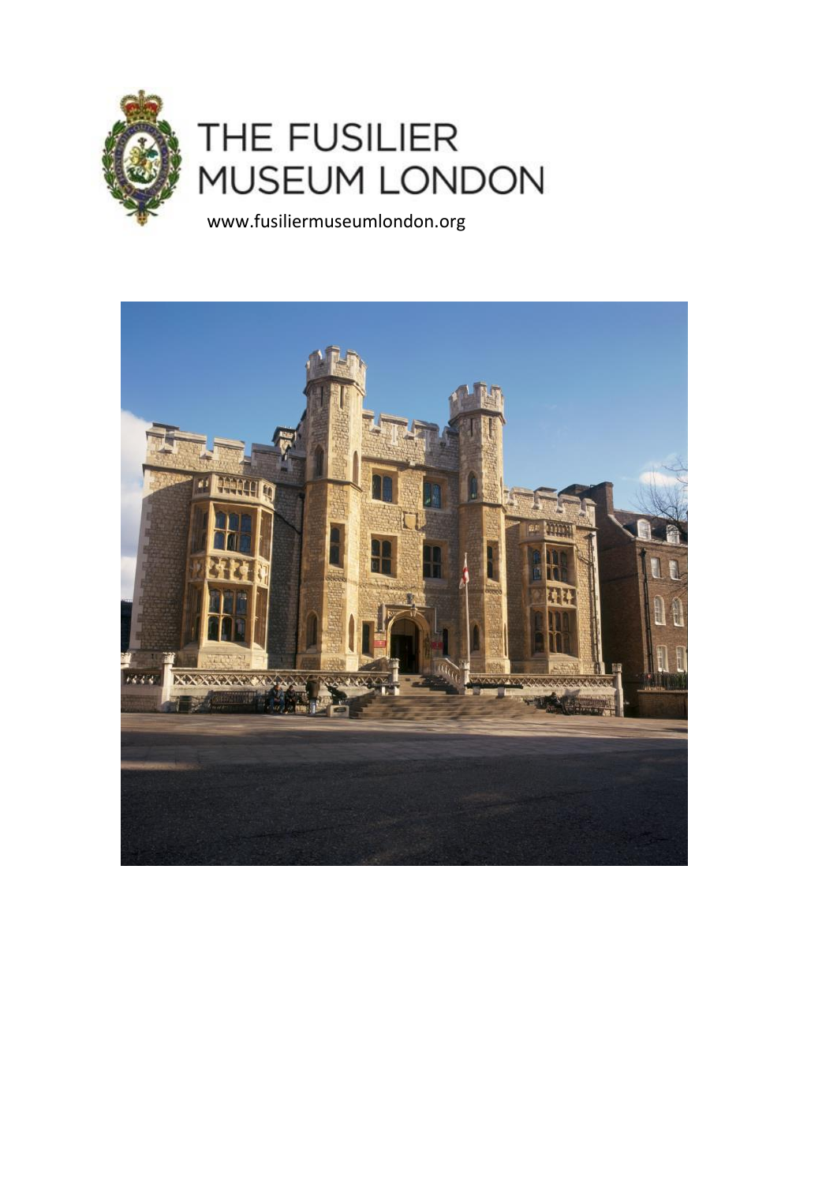# THE FUSILIER MUSEUM LONDON

www.fusiliermuseumlondon.org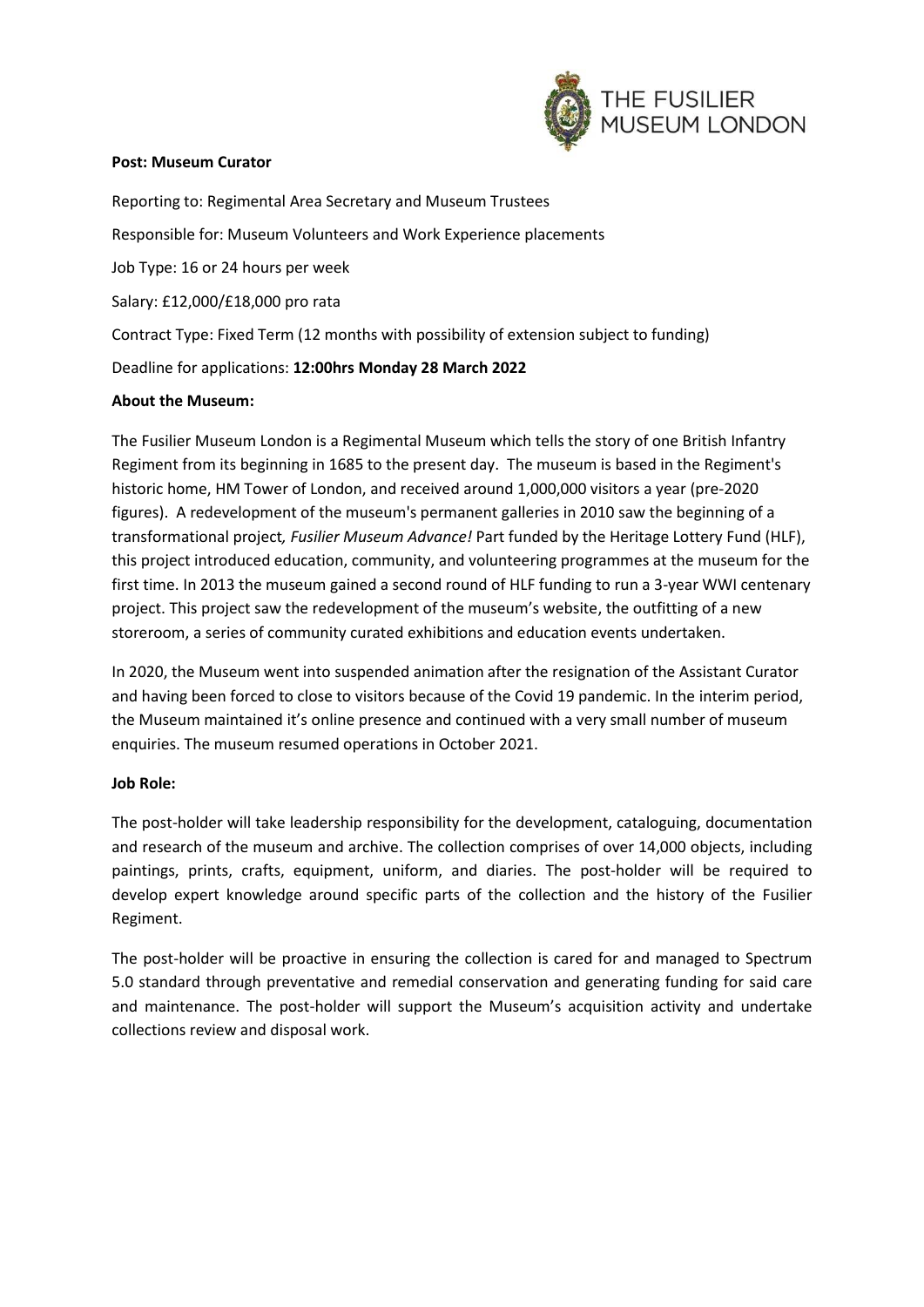**Post: Museum Curator**

Reporting to: Regimental Area Secretary and Museum Trustees

Responsible for: Museum Volunteers and Work Experience placements

Job Type: 16 or 24 hours per week

Salary: £12,000/£18,000 pro rata

Contract Type: Fixed Term (12 months with possibility of extension subject to funding)

Deadline for applications: **12:00hrs Monday 28 March 2022**

**About the Museum:**

The Fusilier Museum London is a Regimental Museum which tells the story of one British Infantry Regiment from its beginning in 1685 to the present day. The museum is based in the Regiment's historic home, HM Tower of London, and received around 1,000,000 visitors a year (pre-2020 figures). A redevelopment of the museum's permanent galleries in 2010 saw the beginning of a transformational project*, Fusilier Museum Advance!* Part funded by the Heritage Lottery Fund (HLF), this project introduced education, community, and volunteering programmes at the museum for the first time. In 2013 the museum gained a second round of HLF funding to run a 3-year WWI centenary project. This project saw the redevelopment of the museum's website, the outfitting of a new storeroom, a series of community curated exhibitions and education events undertaken.

In 2020, the Museum went into suspended animation after the resignation of the Assistant Curator and having been forced to close to visitors because of the Covid 19 pandemic. In the interim period, the Museum maintained it's online presence and continued with a very small number of museum enquiries. The museum resumed operations in October 2021.

**Job Role:**

The post-holder will take leadership responsibility for the development, cataloguing, documentation and research of the museum and archive. The collection comprises of over 14,000 objects, including paintings, prints, crafts, equipment, uniform, and diaries. The post-holder will be required to develop expert knowledge around specific parts of the collection and the history of the Fusilier Regiment.

The post-holder will be proactive in ensuring the collection is cared for and managed to Spectrum 5.0 standard through preventative and remedial conservation and generating funding for said care and maintenance. The post-holder will support the Museum's acquisition activity and undertake collections review and disposal work.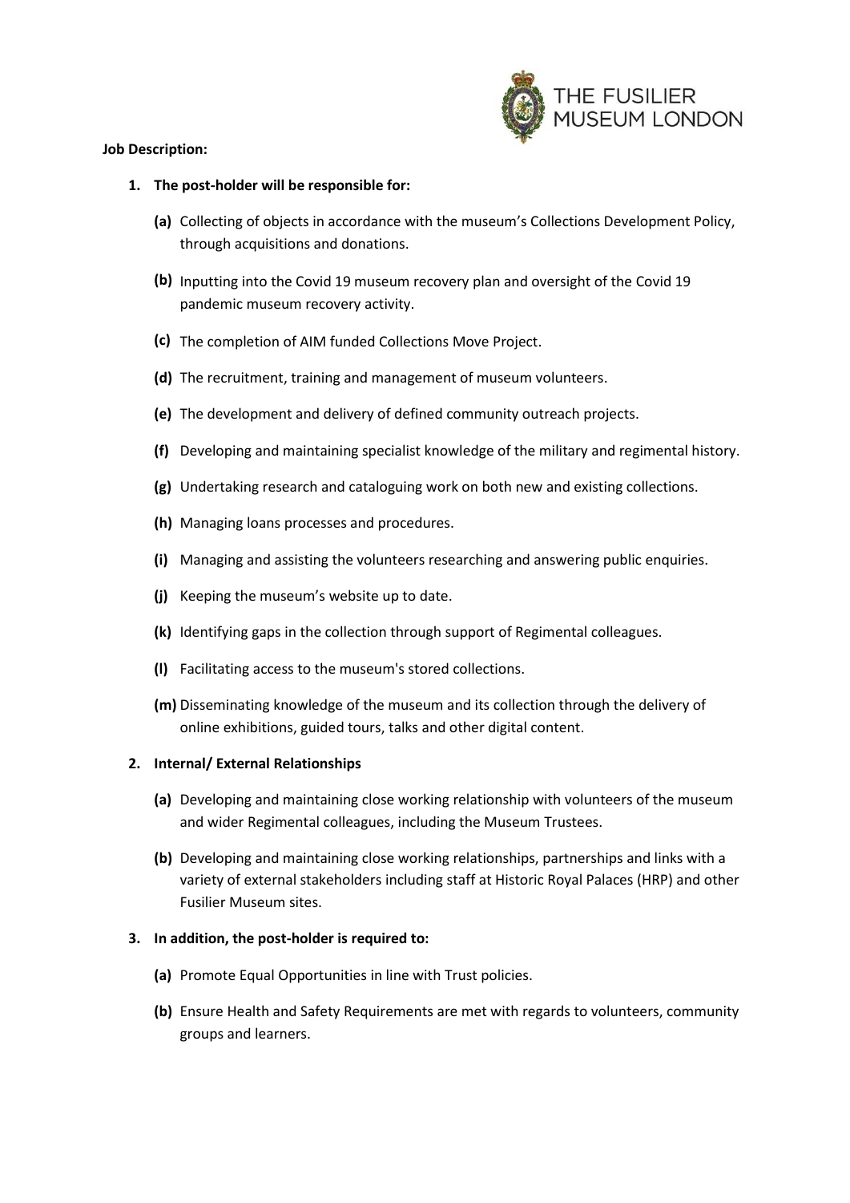**Job Description:**

1. **The post-holder will be responsible for:**

    **(a)** Collecting of objects in accordance with the museum's Collections Development Policy, through acquisitions and donations.

    **(b)** Inputting into the Covid 19 museum recovery plan and oversight of the Covid 19 pandemic museum recovery activity.

    **(c)** The completion of AIM funded Collections Move Project.

    **(d)** The recruitment, training and management of museum volunteers.

    **(e)** The development and delivery of defined community outreach projects.

    **(f)** Developing and maintaining specialist knowledge of the military and regimental history.

    **(g)** Undertaking research and cataloguing work on both new and existing collections.

    **(h)** Managing loans processes and procedures.

    **(i)** Managing and assisting the volunteers researching and answering public enquiries.

    **(j)** Keeping the museum's website up to date.

    **(k)** Identifying gaps in the collection through support of Regimental colleagues.

    **(l)** Facilitating access to the museum's stored collections.

    **(m)** Disseminating knowledge of the museum and its collection through the delivery of online exhibitions, guided tours, talks and other digital content.

2. **Internal/ External Relationships**

    **(a)** Developing and maintaining close working relationship with volunteers of the museum and wider Regimental colleagues, including the Museum Trustees.

    **(b)** Developing and maintaining close working relationships, partnerships and links with a variety of external stakeholders including staff at Historic Royal Palaces (HRP) and other Fusilier Museum sites.

3. **In addition, the post-holder is required to:**

    **(a)** Promote Equal Opportunities in line with Trust policies.

    **(b)** Ensure Health and Safety Requirements are met with regards to volunteers, community groups and learners.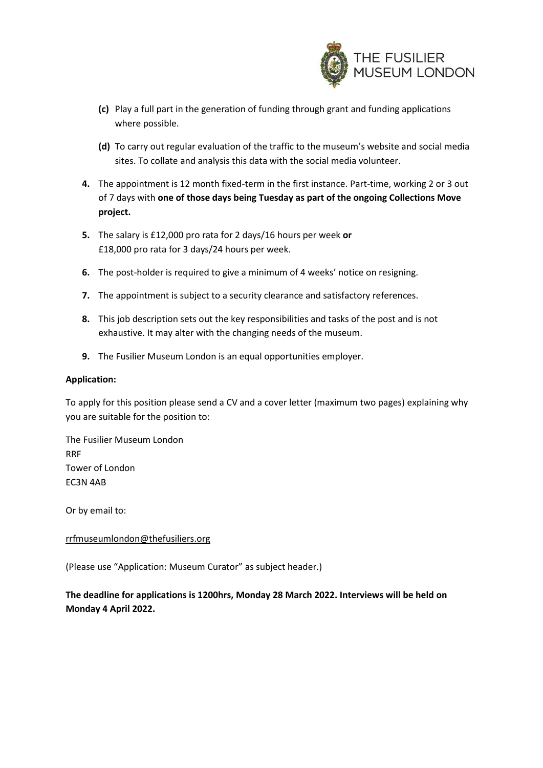**(c)** Play a full part in the generation of funding through grant and funding applications where possible.

**(d)** To carry out regular evaluation of the traffic to the museum's website and social media sites. To collate and analysis this data with the social media volunteer.

**4.** The appointment is 12 month fixed-term in the first instance. Part-time, working 2 or 3 out of 7 days with **one of those days being Tuesday as part of the ongoing Collections Move project.**

**5.** The salary is £12,000 pro rata for 2 days/16 hours per week **or** £18,000 pro rata for 3 days/24 hours per week.

**6.** The post-holder is required to give a minimum of 4 weeks' notice on resigning.

**7.** The appointment is subject to a security clearance and satisfactory references.

**8.** This job description sets out the key responsibilities and tasks of the post and is not exhaustive. It may alter with the changing needs of the museum.

**9.** The Fusilier Museum London is an equal opportunities employer.

**Application:**

To apply for this position please send a CV and a cover letter (maximum two pages) explaining why you are suitable for the position to:

The Fusilier Museum London
RRF
Tower of London
EC3N 4AB

Or by email to:

rrfmuseumlondon@thefusiliers.org

(Please use "Application: Museum Curator" as subject header.)

**The deadline for applications is 1200hrs, Monday 28 March 2022. Interviews will be held on Monday 4 April 2022.**